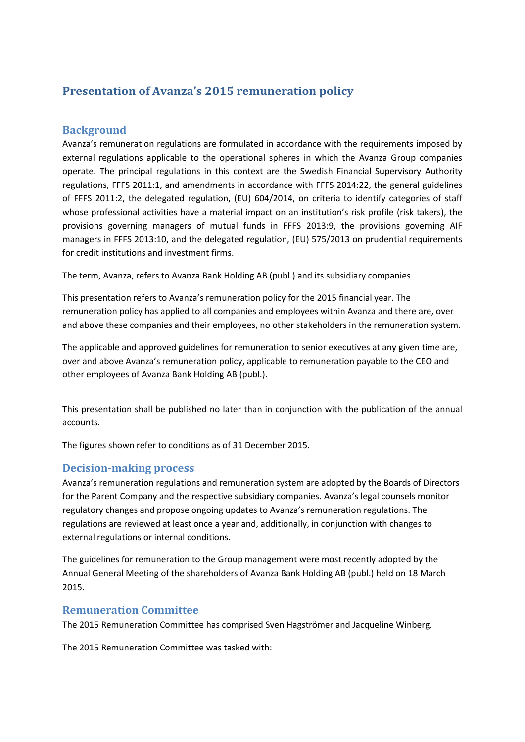# Presentation of Avanza's 2015 remuneration policy

## Background

Avanza's remuneration regulations are formulated in accordance with the requirements imposed by external regulations applicable to the operational spheres in which the Avanza Group companies operate. The principal regulations in this context are the Swedish Financial Supervisory Authority regulations, FFFS 2011:1, and amendments in accordance with FFFS 2014:22, the general guidelines of FFFS 2011:2, the delegated regulation, (EU) 604/2014, on criteria to identify categories of staff whose professional activities have a material impact on an institution's risk profile (risk takers), the provisions governing managers of mutual funds in FFFS 2013:9, the provisions governing AIF managers in FFFS 2013:10, and the delegated regulation, (EU) 575/2013 on prudential requirements for credit institutions and investment firms.

The term, Avanza, refers to Avanza Bank Holding AB (publ.) and its subsidiary companies.

This presentation refers to Avanza's remuneration policy for the 2015 financial year. The remuneration policy has applied to all companies and employees within Avanza and there are, over and above these companies and their employees, no other stakeholders in the remuneration system.

The applicable and approved guidelines for remuneration to senior executives at any given time are, over and above Avanza's remuneration policy, applicable to remuneration payable to the CEO and other employees of Avanza Bank Holding AB (publ.).

This presentation shall be published no later than in conjunction with the publication of the annual accounts.

The figures shown refer to conditions as of 31 December 2015.

## Decision-making process

Avanza's remuneration regulations and remuneration system are adopted by the Boards of Directors for the Parent Company and the respective subsidiary companies. Avanza's legal counsels monitor regulatory changes and propose ongoing updates to Avanza's remuneration regulations. The regulations are reviewed at least once a year and, additionally, in conjunction with changes to external regulations or internal conditions.

The guidelines for remuneration to the Group management were most recently adopted by the Annual General Meeting of the shareholders of Avanza Bank Holding AB (publ.) held on 18 March 2015.

## Remuneration Committee

The 2015 Remuneration Committee has comprised Sven Hagströmer and Jacqueline Winberg.

The 2015 Remuneration Committee was tasked with: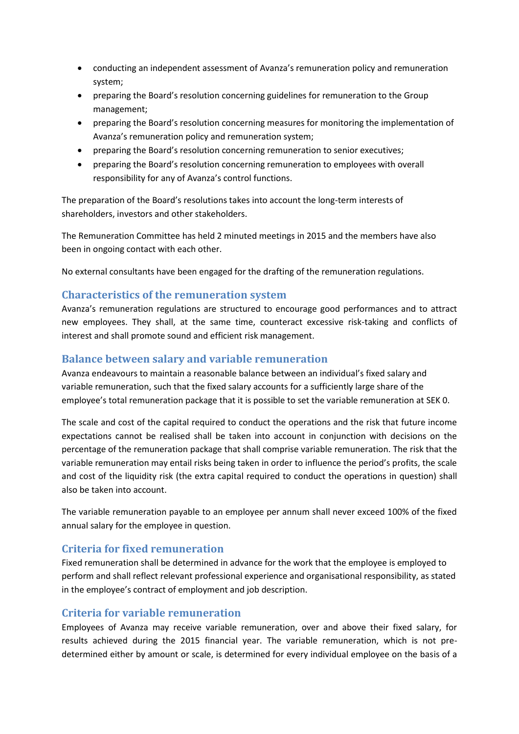- conducting an independent assessment of Avanza's remuneration policy and remuneration system;
- preparing the Board's resolution concerning guidelines for remuneration to the Group management;
- preparing the Board's resolution concerning measures for monitoring the implementation of Avanza's remuneration policy and remuneration system;
- preparing the Board's resolution concerning remuneration to senior executives;
- preparing the Board's resolution concerning remuneration to employees with overall responsibility for any of Avanza's control functions.

The preparation of the Board's resolutions takes into account the long-term interests of shareholders, investors and other stakeholders.

The Remuneration Committee has held 2 minuted meetings in 2015 and the members have also been in ongoing contact with each other.

No external consultants have been engaged for the drafting of the remuneration regulations.

## Characteristics of the remuneration system

Avanza's remuneration regulations are structured to encourage good performances and to attract new employees. They shall, at the same time, counteract excessive risk-taking and conflicts of interest and shall promote sound and efficient risk management.

## Balance between salary and variable remuneration

Avanza endeavours to maintain a reasonable balance between an individual's fixed salary and variable remuneration, such that the fixed salary accounts for a sufficiently large share of the employee's total remuneration package that it is possible to set the variable remuneration at SEK 0.

The scale and cost of the capital required to conduct the operations and the risk that future income expectations cannot be realised shall be taken into account in conjunction with decisions on the percentage of the remuneration package that shall comprise variable remuneration. The risk that the variable remuneration may entail risks being taken in order to influence the period's profits, the scale and cost of the liquidity risk (the extra capital required to conduct the operations in question) shall also be taken into account.

The variable remuneration payable to an employee per annum shall never exceed 100% of the fixed annual salary for the employee in question.

## Criteria for fixed remuneration

Fixed remuneration shall be determined in advance for the work that the employee is employed to perform and shall reflect relevant professional experience and organisational responsibility, as stated in the employee's contract of employment and job description.

## Criteria for variable remuneration

Employees of Avanza may receive variable remuneration, over and above their fixed salary, for results achieved during the 2015 financial year. The variable remuneration, which is not pre-determined either by amount or scale, is determined for every individual employee on the basis of a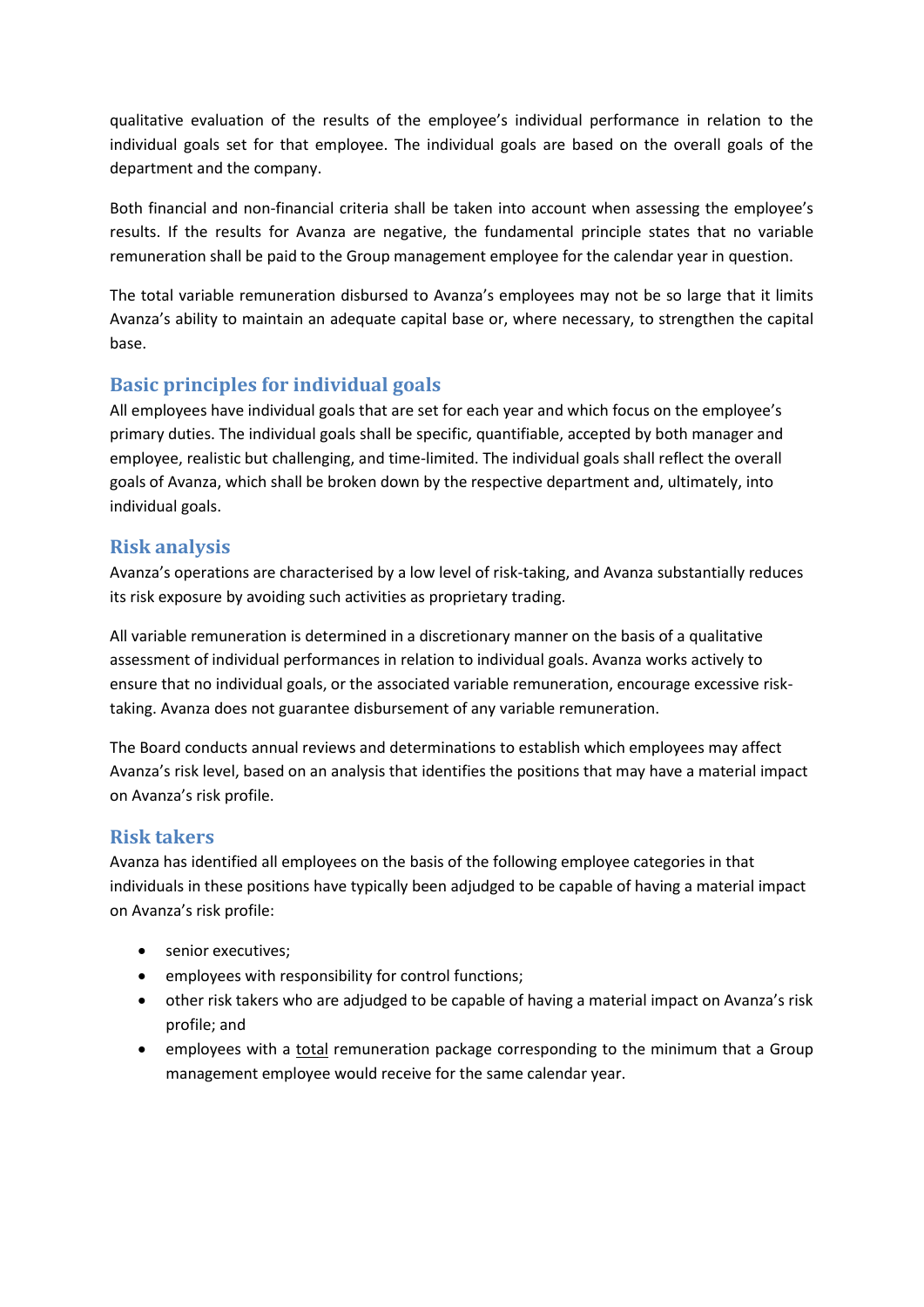qualitative evaluation of the results of the employee's individual performance in relation to the individual goals set for that employee. The individual goals are based on the overall goals of the department and the company.

Both financial and non-financial criteria shall be taken into account when assessing the employee's results. If the results for Avanza are negative, the fundamental principle states that no variable remuneration shall be paid to the Group management employee for the calendar year in question.

The total variable remuneration disbursed to Avanza's employees may not be so large that it limits Avanza's ability to maintain an adequate capital base or, where necessary, to strengthen the capital base.

## Basic principles for individual goals

All employees have individual goals that are set for each year and which focus on the employee's primary duties. The individual goals shall be specific, quantifiable, accepted by both manager and employee, realistic but challenging, and time-limited. The individual goals shall reflect the overall goals of Avanza, which shall be broken down by the respective department and, ultimately, into individual goals.

## Risk analysis

Avanza's operations are characterised by a low level of risk-taking, and Avanza substantially reduces its risk exposure by avoiding such activities as proprietary trading.

All variable remuneration is determined in a discretionary manner on the basis of a qualitative assessment of individual performances in relation to individual goals. Avanza works actively to ensure that no individual goals, or the associated variable remuneration, encourage excessive risk-taking. Avanza does not guarantee disbursement of any variable remuneration.

The Board conducts annual reviews and determinations to establish which employees may affect Avanza's risk level, based on an analysis that identifies the positions that may have a material impact on Avanza's risk profile.

## Risk takers

Avanza has identified all employees on the basis of the following employee categories in that individuals in these positions have typically been adjudged to be capable of having a material impact on Avanza's risk profile:

- senior executives;
- employees with responsibility for control functions;
- other risk takers who are adjudged to be capable of having a material impact on Avanza's risk profile; and
- employees with a total remuneration package corresponding to the minimum that a Group management employee would receive for the same calendar year.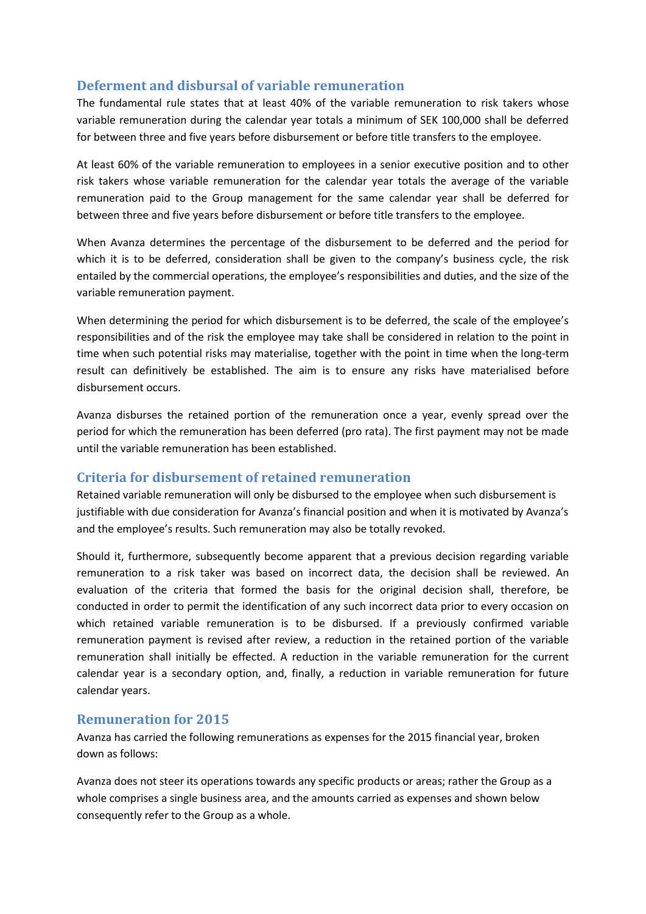## Deferment and disbursal of variable remuneration

The fundamental rule states that at least 40% of the variable remuneration to risk takers whose variable remuneration during the calendar year totals a minimum of SEK 100,000 shall be deferred for between three and five years before disbursement or before title transfers to the employee.

At least 60% of the variable remuneration to employees in a senior executive position and to other risk takers whose variable remuneration for the calendar year totals the average of the variable remuneration paid to the Group management for the same calendar year shall be deferred for between three and five years before disbursement or before title transfers to the employee.

When Avanza determines the percentage of the disbursement to be deferred and the period for which it is to be deferred, consideration shall be given to the company's business cycle, the risk entailed by the commercial operations, the employee's responsibilities and duties, and the size of the variable remuneration payment.

When determining the period for which disbursement is to be deferred, the scale of the employee's responsibilities and of the risk the employee may take shall be considered in relation to the point in time when such potential risks may materialise, together with the point in time when the long-term result can definitively be established. The aim is to ensure any risks have materialised before disbursement occurs.

Avanza disburses the retained portion of the remuneration once a year, evenly spread over the period for which the remuneration has been deferred (pro rata). The first payment may not be made until the variable remuneration has been established.

## Criteria for disbursement of retained remuneration

Retained variable remuneration will only be disbursed to the employee when such disbursement is justifiable with due consideration for Avanza's financial position and when it is motivated by Avanza's and the employee's results. Such remuneration may also be totally revoked.

Should it, furthermore, subsequently become apparent that a previous decision regarding variable remuneration to a risk taker was based on incorrect data, the decision shall be reviewed. An evaluation of the criteria that formed the basis for the original decision shall, therefore, be conducted in order to permit the identification of any such incorrect data prior to every occasion on which retained variable remuneration is to be disbursed. If a previously confirmed variable remuneration payment is revised after review, a reduction in the retained portion of the variable remuneration shall initially be effected. A reduction in the variable remuneration for the current calendar year is a secondary option, and, finally, a reduction in variable remuneration for future calendar years.

## Remuneration for 2015

Avanza has carried the following remunerations as expenses for the 2015 financial year, broken down as follows:

Avanza does not steer its operations towards any specific products or areas; rather the Group as a whole comprises a single business area, and the amounts carried as expenses and shown below consequently refer to the Group as a whole.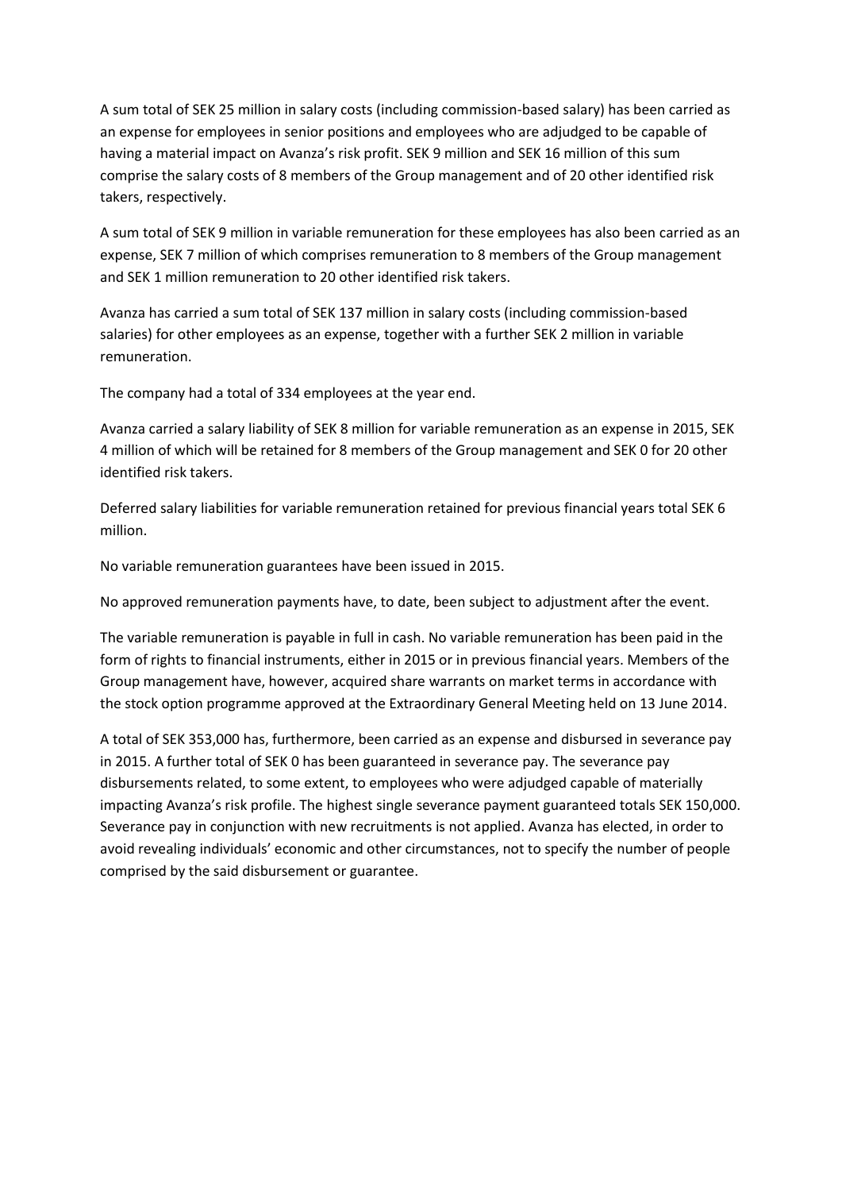A sum total of SEK 25 million in salary costs (including commission-based salary) has been carried as an expense for employees in senior positions and employees who are adjudged to be capable of having a material impact on Avanza's risk profit. SEK 9 million and SEK 16 million of this sum comprise the salary costs of 8 members of the Group management and of 20 other identified risk takers, respectively.

A sum total of SEK 9 million in variable remuneration for these employees has also been carried as an expense, SEK 7 million of which comprises remuneration to 8 members of the Group management and SEK 1 million remuneration to 20 other identified risk takers.

Avanza has carried a sum total of SEK 137 million in salary costs (including commission-based salaries) for other employees as an expense, together with a further SEK 2 million in variable remuneration.

The company had a total of 334 employees at the year end.

Avanza carried a salary liability of SEK 8 million for variable remuneration as an expense in 2015, SEK 4 million of which will be retained for 8 members of the Group management and SEK 0 for 20 other identified risk takers.

Deferred salary liabilities for variable remuneration retained for previous financial years total SEK 6 million.

No variable remuneration guarantees have been issued in 2015.

No approved remuneration payments have, to date, been subject to adjustment after the event.

The variable remuneration is payable in full in cash. No variable remuneration has been paid in the form of rights to financial instruments, either in 2015 or in previous financial years. Members of the Group management have, however, acquired share warrants on market terms in accordance with the stock option programme approved at the Extraordinary General Meeting held on 13 June 2014.

A total of SEK 353,000 has, furthermore, been carried as an expense and disbursed in severance pay in 2015. A further total of SEK 0 has been guaranteed in severance pay. The severance pay disbursements related, to some extent, to employees who were adjudged capable of materially impacting Avanza's risk profile. The highest single severance payment guaranteed totals SEK 150,000. Severance pay in conjunction with new recruitments is not applied. Avanza has elected, in order to avoid revealing individuals' economic and other circumstances, not to specify the number of people comprised by the said disbursement or guarantee.